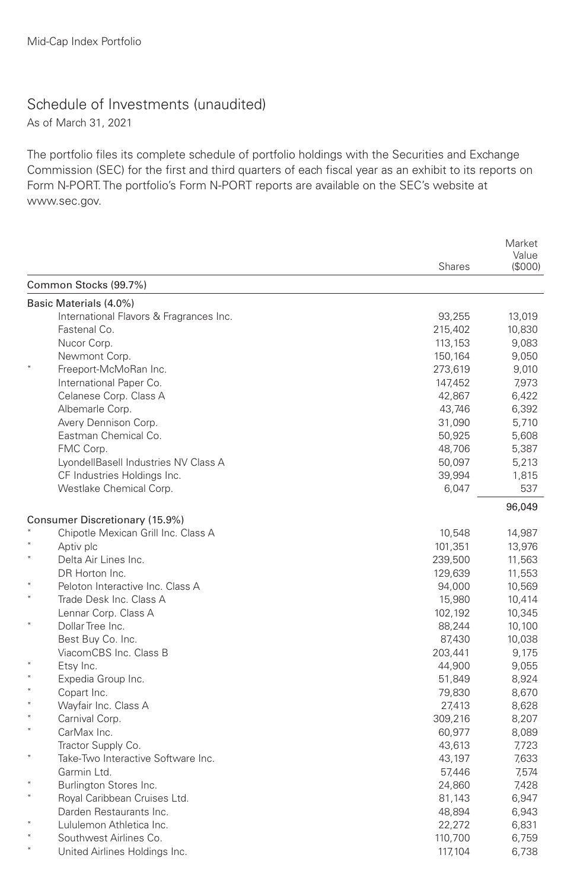Mid-Cap Index Portfolio

# Schedule of Investments (unaudited)

As of March 31, 2021

The portfolio files its complete schedule of portfolio holdings with the Securities and Exchange Commission (SEC) for the first and third quarters of each fiscal year as an exhibit to its reports on Form N-PORT. The portfolio's Form N-PORT reports are available on the SEC's website at www.sec.gov.

| | | Shares | Market Value ($000) |
|---|---|---|---|
| **Common Stocks (99.7%)** | | | |
| **Basic Materials (4.0%)** | | | |
| | International Flavors & Fragrances Inc. | 93,255 | 13,019 |
| | Fastenal Co. | 215,402 | 10,830 |
| | Nucor Corp. | 113,153 | 9,083 |
| | Newmont Corp. | 150,164 | 9,050 |
| * | Freeport-McMoRan Inc. | 273,619 | 9,010 |
| | International Paper Co. | 147,452 | 7,973 |
| | Celanese Corp. Class A | 42,867 | 6,422 |
| | Albemarle Corp. | 43,746 | 6,392 |
| | Avery Dennison Corp. | 31,090 | 5,710 |
| | Eastman Chemical Co. | 50,925 | 5,608 |
| | FMC Corp. | 48,706 | 5,387 |
| | LyondellBasell Industries NV Class A | 50,097 | 5,213 |
| | CF Industries Holdings Inc. | 39,994 | 1,815 |
| | Westlake Chemical Corp. | 6,047 | 537 |
| | | | 96,049 |
| **Consumer Discretionary (15.9%)** | | | |
| * | Chipotle Mexican Grill Inc. Class A | 10,548 | 14,987 |
| * | Aptiv plc | 101,351 | 13,976 |
| * | Delta Air Lines Inc. | 239,500 | 11,563 |
| | DR Horton Inc. | 129,639 | 11,553 |
| * | Peloton Interactive Inc. Class A | 94,000 | 10,569 |
| * | Trade Desk Inc. Class A | 15,980 | 10,414 |
| | Lennar Corp. Class A | 102,192 | 10,345 |
| * | Dollar Tree Inc. | 88,244 | 10,100 |
| | Best Buy Co. Inc. | 87,430 | 10,038 |
| | ViacomCBS Inc. Class B | 203,441 | 9,175 |
| * | Etsy Inc. | 44,900 | 9,055 |
| * | Expedia Group Inc. | 51,849 | 8,924 |
| * | Copart Inc. | 79,830 | 8,670 |
| * | Wayfair Inc. Class A | 27,413 | 8,628 |
| * | Carnival Corp. | 309,216 | 8,207 |
| * | CarMax Inc. | 60,977 | 8,089 |
| | Tractor Supply Co. | 43,613 | 7,723 |
| * | Take-Two Interactive Software Inc. | 43,197 | 7,633 |
| | Garmin Ltd. | 57,446 | 7,574 |
| * | Burlington Stores Inc. | 24,860 | 7,428 |
| * | Royal Caribbean Cruises Ltd. | 81,143 | 6,947 |
| | Darden Restaurants Inc. | 48,894 | 6,943 |
| * | Lululemon Athletica Inc. | 22,272 | 6,831 |
| * | Southwest Airlines Co. | 110,700 | 6,759 |
| * | United Airlines Holdings Inc. | 117,104 | 6,738 |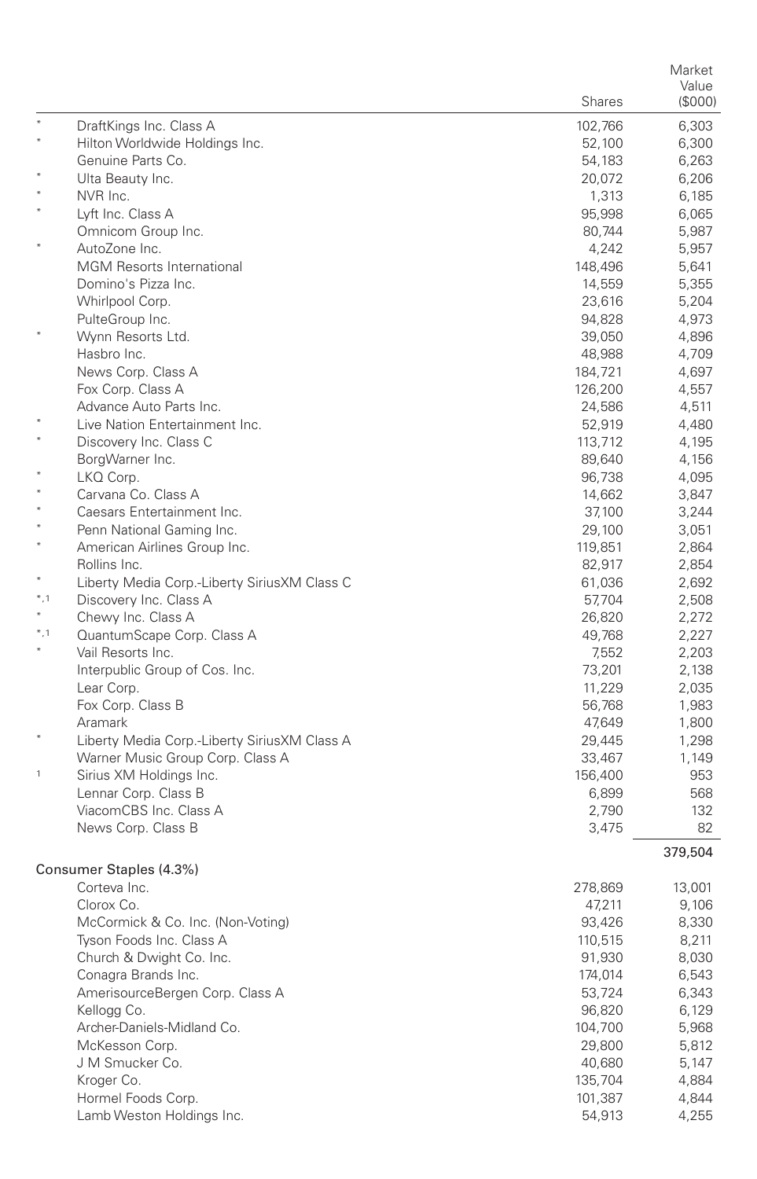| | | Shares | Market Value ($000) |
|---|---|---|---|
| * | DraftKings Inc. Class A | 102,766 | 6,303 |
| * | Hilton Worldwide Holdings Inc. | 52,100 | 6,300 |
| | Genuine Parts Co. | 54,183 | 6,263 |
| * | Ulta Beauty Inc. | 20,072 | 6,206 |
| * | NVR Inc. | 1,313 | 6,185 |
| * | Lyft Inc. Class A | 95,998 | 6,065 |
| | Omnicom Group Inc. | 80,744 | 5,987 |
| * | AutoZone Inc. | 4,242 | 5,957 |
| | MGM Resorts International | 148,496 | 5,641 |
| | Domino's Pizza Inc. | 14,559 | 5,355 |
| | Whirlpool Corp. | 23,616 | 5,204 |
| | PulteGroup Inc. | 94,828 | 4,973 |
| * | Wynn Resorts Ltd. | 39,050 | 4,896 |
| | Hasbro Inc. | 48,988 | 4,709 |
| | News Corp. Class A | 184,721 | 4,697 |
| | Fox Corp. Class A | 126,200 | 4,557 |
| | Advance Auto Parts Inc. | 24,586 | 4,511 |
| * | Live Nation Entertainment Inc. | 52,919 | 4,480 |
| * | Discovery Inc. Class C | 113,712 | 4,195 |
| | BorgWarner Inc. | 89,640 | 4,156 |
| * | LKQ Corp. | 96,738 | 4,095 |
| * | Carvana Co. Class A | 14,662 | 3,847 |
| * | Caesars Entertainment Inc. | 37,100 | 3,244 |
| * | Penn National Gaming Inc. | 29,100 | 3,051 |
| * | American Airlines Group Inc. | 119,851 | 2,864 |
| | Rollins Inc. | 82,917 | 2,854 |
| * | Liberty Media Corp.-Liberty SiriusXM Class C | 61,036 | 2,692 |
| *,1 | Discovery Inc. Class A | 57,704 | 2,508 |
| * | Chewy Inc. Class A | 26,820 | 2,272 |
| *,1 | QuantumScape Corp. Class A | 49,768 | 2,227 |
| * | Vail Resorts Inc. | 7,552 | 2,203 |
| | Interpublic Group of Cos. Inc. | 73,201 | 2,138 |
| | Lear Corp. | 11,229 | 2,035 |
| | Fox Corp. Class B | 56,768 | 1,983 |
| | Aramark | 47,649 | 1,800 |
| * | Liberty Media Corp.-Liberty SiriusXM Class A | 29,445 | 1,298 |
| | Warner Music Group Corp. Class A | 33,467 | 1,149 |
| 1 | Sirius XM Holdings Inc. | 156,400 | 953 |
| | Lennar Corp. Class B | 6,899 | 568 |
| | ViacomCBS Inc. Class A | 2,790 | 132 |
| | News Corp. Class B | 3,475 | 82 |
| | | | 379,504 |
| **Consumer Staples (4.3%)** | | | |
| | Corteva Inc. | 278,869 | 13,001 |
| | Clorox Co. | 47,211 | 9,106 |
| | McCormick & Co. Inc. (Non-Voting) | 93,426 | 8,330 |
| | Tyson Foods Inc. Class A | 110,515 | 8,211 |
| | Church & Dwight Co. Inc. | 91,930 | 8,030 |
| | Conagra Brands Inc. | 174,014 | 6,543 |
| | AmerisourceBergen Corp. Class A | 53,724 | 6,343 |
| | Kellogg Co. | 96,820 | 6,129 |
| | Archer-Daniels-Midland Co. | 104,700 | 5,968 |
| | McKesson Corp. | 29,800 | 5,812 |
| | J M Smucker Co. | 40,680 | 5,147 |
| | Kroger Co. | 135,704 | 4,884 |
| | Hormel Foods Corp. | 101,387 | 4,844 |
| | Lamb Weston Holdings Inc. | 54,913 | 4,255 |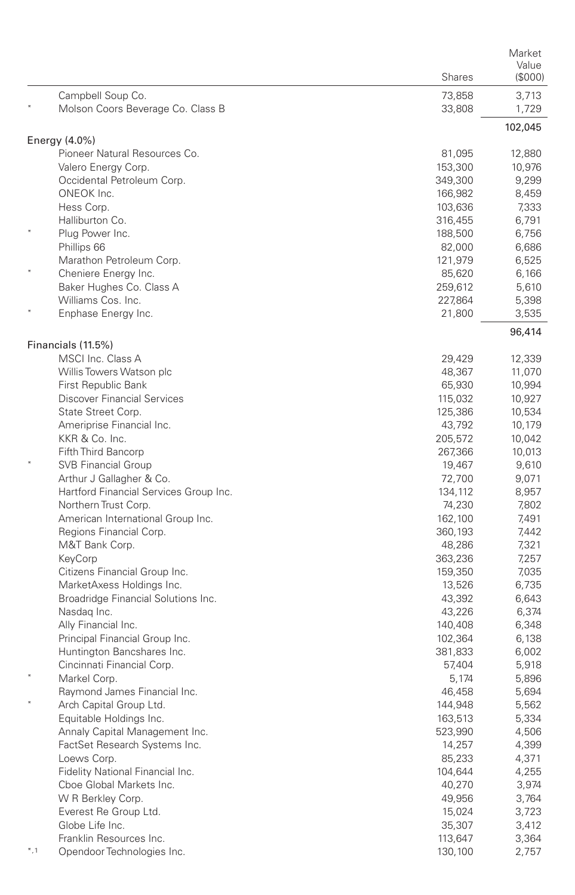| | | Shares | Market Value ($000) |
|---|---|---|---|
| | Campbell Soup Co. | 73,858 | 3,713 |
| * | Molson Coors Beverage Co. Class B | 33,808 | 1,729 |
| | | | 102,045 |
| **Energy (4.0%)** | | | |
| | Pioneer Natural Resources Co. | 81,095 | 12,880 |
| | Valero Energy Corp. | 153,300 | 10,976 |
| | Occidental Petroleum Corp. | 349,300 | 9,299 |
| | ONEOK Inc. | 166,982 | 8,459 |
| | Hess Corp. | 103,636 | 7,333 |
| | Halliburton Co. | 316,455 | 6,791 |
| * | Plug Power Inc. | 188,500 | 6,756 |
| | Phillips 66 | 82,000 | 6,686 |
| | Marathon Petroleum Corp. | 121,979 | 6,525 |
| * | Cheniere Energy Inc. | 85,620 | 6,166 |
| | Baker Hughes Co. Class A | 259,612 | 5,610 |
| | Williams Cos. Inc. | 227,864 | 5,398 |
| * | Enphase Energy Inc. | 21,800 | 3,535 |
| | | | 96,414 |
| **Financials (11.5%)** | | | |
| | MSCI Inc. Class A | 29,429 | 12,339 |
| | Willis Towers Watson plc | 48,367 | 11,070 |
| | First Republic Bank | 65,930 | 10,994 |
| | Discover Financial Services | 115,032 | 10,927 |
| | State Street Corp. | 125,386 | 10,534 |
| | Ameriprise Financial Inc. | 43,792 | 10,179 |
| | KKR & Co. Inc. | 205,572 | 10,042 |
| | Fifth Third Bancorp | 267,366 | 10,013 |
| * | SVB Financial Group | 19,467 | 9,610 |
| | Arthur J Gallagher & Co. | 72,700 | 9,071 |
| | Hartford Financial Services Group Inc. | 134,112 | 8,957 |
| | Northern Trust Corp. | 74,230 | 7,802 |
| | American International Group Inc. | 162,100 | 7,491 |
| | Regions Financial Corp. | 360,193 | 7,442 |
| | M&T Bank Corp. | 48,286 | 7,321 |
| | KeyCorp | 363,236 | 7,257 |
| | Citizens Financial Group Inc. | 159,350 | 7,035 |
| | MarketAxess Holdings Inc. | 13,526 | 6,735 |
| | Broadridge Financial Solutions Inc. | 43,392 | 6,643 |
| | Nasdaq Inc. | 43,226 | 6,374 |
| | Ally Financial Inc. | 140,408 | 6,348 |
| | Principal Financial Group Inc. | 102,364 | 6,138 |
| | Huntington Bancshares Inc. | 381,833 | 6,002 |
| | Cincinnati Financial Corp. | 57,404 | 5,918 |
| * | Markel Corp. | 5,174 | 5,896 |
| | Raymond James Financial Inc. | 46,458 | 5,694 |
| * | Arch Capital Group Ltd. | 144,948 | 5,562 |
| | Equitable Holdings Inc. | 163,513 | 5,334 |
| | Annaly Capital Management Inc. | 523,990 | 4,506 |
| | FactSet Research Systems Inc. | 14,257 | 4,399 |
| | Loews Corp. | 85,233 | 4,371 |
| | Fidelity National Financial Inc. | 104,644 | 4,255 |
| | Cboe Global Markets Inc. | 40,270 | 3,974 |
| | W R Berkley Corp. | 49,956 | 3,764 |
| | Everest Re Group Ltd. | 15,024 | 3,723 |
| | Globe Life Inc. | 35,307 | 3,412 |
| | Franklin Resources Inc. | 113,647 | 3,364 |
| *,1 | Opendoor Technologies Inc. | 130,100 | 2,757 |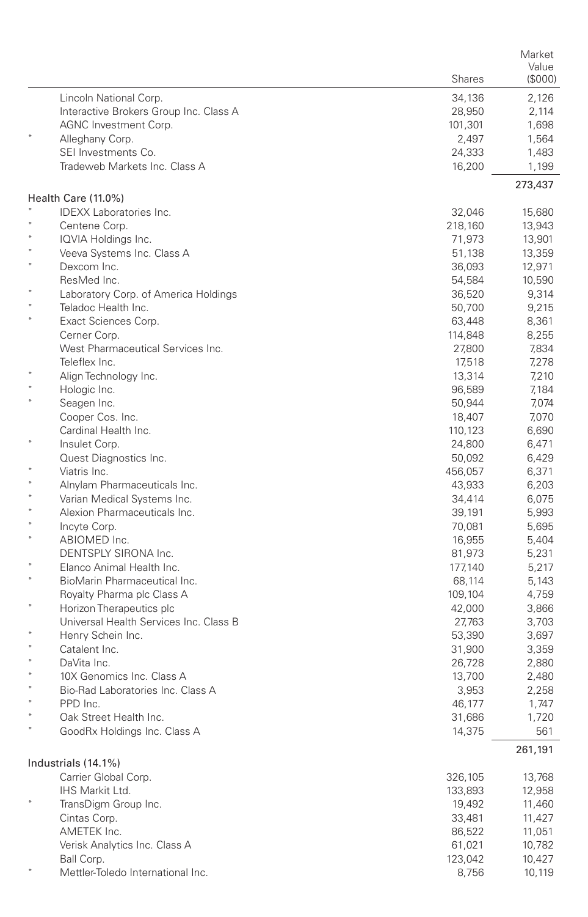| | | Shares | Market Value ($000) |
|---|---|---|---|
| | Lincoln National Corp. | 34,136 | 2,126 |
| | Interactive Brokers Group Inc. Class A | 28,950 | 2,114 |
| | AGNC Investment Corp. | 101,301 | 1,698 |
| * | Alleghany Corp. | 2,497 | 1,564 |
| | SEI Investments Co. | 24,333 | 1,483 |
| | Tradeweb Markets Inc. Class A | 16,200 | 1,199 |
| | | | 273,437 |
| **Health Care (11.0%)** | | | |
| * | IDEXX Laboratories Inc. | 32,046 | 15,680 |
| * | Centene Corp. | 218,160 | 13,943 |
| * | IQVIA Holdings Inc. | 71,973 | 13,901 |
| * | Veeva Systems Inc. Class A | 51,138 | 13,359 |
| * | Dexcom Inc. | 36,093 | 12,971 |
| | ResMed Inc. | 54,584 | 10,590 |
| * | Laboratory Corp. of America Holdings | 36,520 | 9,314 |
| * | Teladoc Health Inc. | 50,700 | 9,215 |
| * | Exact Sciences Corp. | 63,448 | 8,361 |
| | Cerner Corp. | 114,848 | 8,255 |
| | West Pharmaceutical Services Inc. | 27,800 | 7,834 |
| | Teleflex Inc. | 17,518 | 7,278 |
| * | Align Technology Inc. | 13,314 | 7,210 |
| * | Hologic Inc. | 96,589 | 7,184 |
| * | Seagen Inc. | 50,944 | 7,074 |
| | Cooper Cos. Inc. | 18,407 | 7,070 |
| | Cardinal Health Inc. | 110,123 | 6,690 |
| * | Insulet Corp. | 24,800 | 6,471 |
| | Quest Diagnostics Inc. | 50,092 | 6,429 |
| * | Viatris Inc. | 456,057 | 6,371 |
| * | Alnylam Pharmaceuticals Inc. | 43,933 | 6,203 |
| * | Varian Medical Systems Inc. | 34,414 | 6,075 |
| * | Alexion Pharmaceuticals Inc. | 39,191 | 5,993 |
| * | Incyte Corp. | 70,081 | 5,695 |
| * | ABIOMED Inc. | 16,955 | 5,404 |
| | DENTSPLY SIRONA Inc. | 81,973 | 5,231 |
| * | Elanco Animal Health Inc. | 177,140 | 5,217 |
| * | BioMarin Pharmaceutical Inc. | 68,114 | 5,143 |
| | Royalty Pharma plc Class A | 109,104 | 4,759 |
| * | Horizon Therapeutics plc | 42,000 | 3,866 |
| | Universal Health Services Inc. Class B | 27,763 | 3,703 |
| * | Henry Schein Inc. | 53,390 | 3,697 |
| * | Catalent Inc. | 31,900 | 3,359 |
| * | DaVita Inc. | 26,728 | 2,880 |
| * | 10X Genomics Inc. Class A | 13,700 | 2,480 |
| * | Bio-Rad Laboratories Inc. Class A | 3,953 | 2,258 |
| * | PPD Inc. | 46,177 | 1,747 |
| * | Oak Street Health Inc. | 31,686 | 1,720 |
| * | GoodRx Holdings Inc. Class A | 14,375 | 561 |
| | | | 261,191 |
| **Industrials (14.1%)** | | | |
| | Carrier Global Corp. | 326,105 | 13,768 |
| | IHS Markit Ltd. | 133,893 | 12,958 |
| * | TransDigm Group Inc. | 19,492 | 11,460 |
| | Cintas Corp. | 33,481 | 11,427 |
| | AMETEK Inc. | 86,522 | 11,051 |
| | Verisk Analytics Inc. Class A | 61,021 | 10,782 |
| | Ball Corp. | 123,042 | 10,427 |
| * | Mettler-Toledo International Inc. | 8,756 | 10,119 |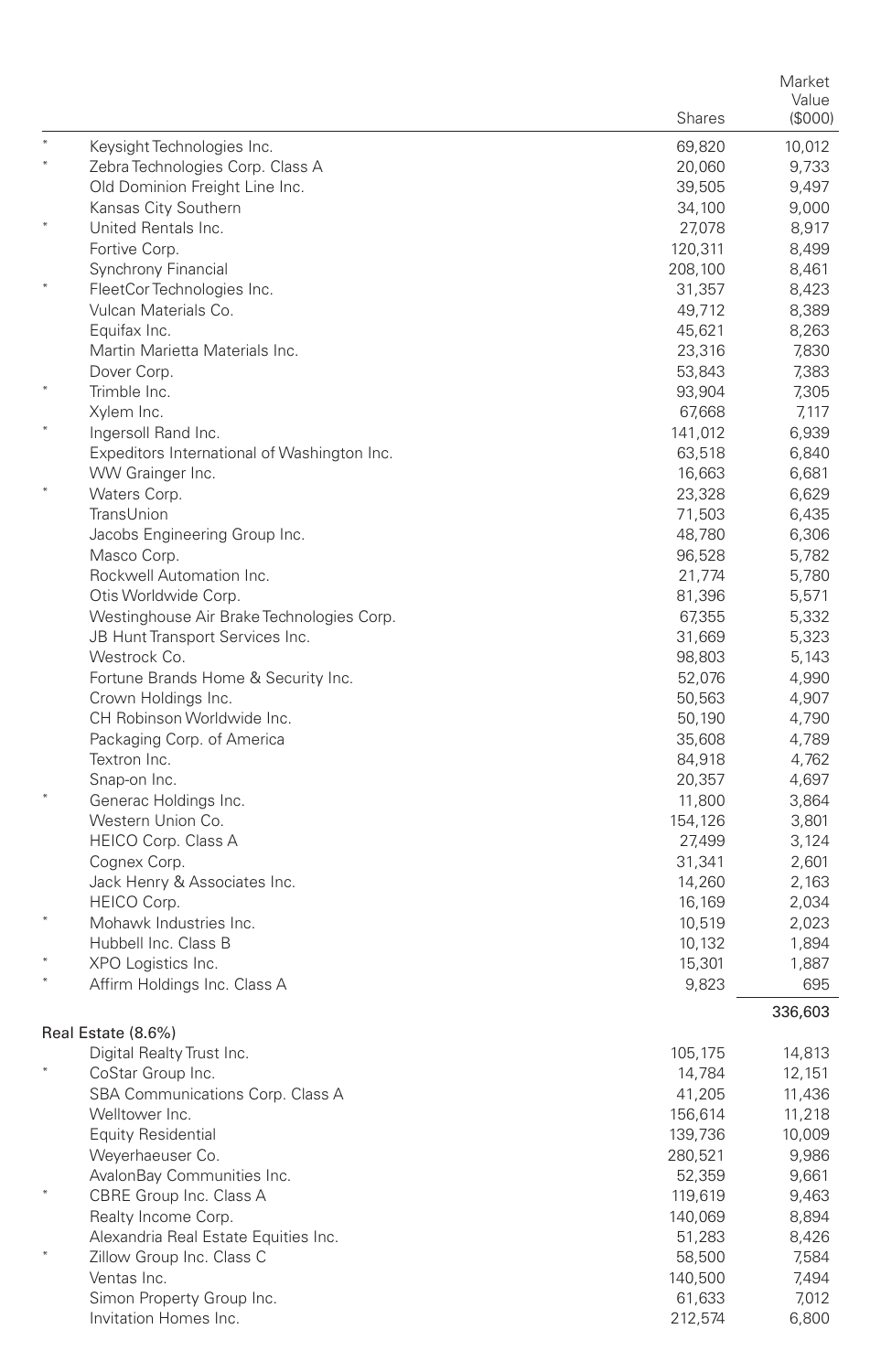| | | Shares | Market Value ($000) |
|---|---|---|---|
| * | Keysight Technologies Inc. | 69,820 | 10,012 |
| * | Zebra Technologies Corp. Class A | 20,060 | 9,733 |
| | Old Dominion Freight Line Inc. | 39,505 | 9,497 |
| | Kansas City Southern | 34,100 | 9,000 |
| * | United Rentals Inc. | 27,078 | 8,917 |
| | Fortive Corp. | 120,311 | 8,499 |
| | Synchrony Financial | 208,100 | 8,461 |
| * | FleetCor Technologies Inc. | 31,357 | 8,423 |
| | Vulcan Materials Co. | 49,712 | 8,389 |
| | Equifax Inc. | 45,621 | 8,263 |
| | Martin Marietta Materials Inc. | 23,316 | 7,830 |
| | Dover Corp. | 53,843 | 7,383 |
| * | Trimble Inc. | 93,904 | 7,305 |
| | Xylem Inc. | 67,668 | 7,117 |
| * | Ingersoll Rand Inc. | 141,012 | 6,939 |
| | Expeditors International of Washington Inc. | 63,518 | 6,840 |
| | WW Grainger Inc. | 16,663 | 6,681 |
| * | Waters Corp. | 23,328 | 6,629 |
| | TransUnion | 71,503 | 6,435 |
| | Jacobs Engineering Group Inc. | 48,780 | 6,306 |
| | Masco Corp. | 96,528 | 5,782 |
| | Rockwell Automation Inc. | 21,774 | 5,780 |
| | Otis Worldwide Corp. | 81,396 | 5,571 |
| | Westinghouse Air Brake Technologies Corp. | 67,355 | 5,332 |
| | JB Hunt Transport Services Inc. | 31,669 | 5,323 |
| | Westrock Co. | 98,803 | 5,143 |
| | Fortune Brands Home & Security Inc. | 52,076 | 4,990 |
| | Crown Holdings Inc. | 50,563 | 4,907 |
| | CH Robinson Worldwide Inc. | 50,190 | 4,790 |
| | Packaging Corp. of America | 35,608 | 4,789 |
| | Textron Inc. | 84,918 | 4,762 |
| | Snap-on Inc. | 20,357 | 4,697 |
| * | Generac Holdings Inc. | 11,800 | 3,864 |
| | Western Union Co. | 154,126 | 3,801 |
| | HEICO Corp. Class A | 27,499 | 3,124 |
| | Cognex Corp. | 31,341 | 2,601 |
| | Jack Henry & Associates Inc. | 14,260 | 2,163 |
| | HEICO Corp. | 16,169 | 2,034 |
| * | Mohawk Industries Inc. | 10,519 | 2,023 |
| | Hubbell Inc. Class B | 10,132 | 1,894 |
| * | XPO Logistics Inc. | 15,301 | 1,887 |
| * | Affirm Holdings Inc. Class A | 9,823 | 695 |
| | | | 336,603 |
| **Real Estate (8.6%)** | | | |
| | Digital Realty Trust Inc. | 105,175 | 14,813 |
| * | CoStar Group Inc. | 14,784 | 12,151 |
| | SBA Communications Corp. Class A | 41,205 | 11,436 |
| | Welltower Inc. | 156,614 | 11,218 |
| | Equity Residential | 139,736 | 10,009 |
| | Weyerhaeuser Co. | 280,521 | 9,986 |
| | AvalonBay Communities Inc. | 52,359 | 9,661 |
| * | CBRE Group Inc. Class A | 119,619 | 9,463 |
| | Realty Income Corp. | 140,069 | 8,894 |
| | Alexandria Real Estate Equities Inc. | 51,283 | 8,426 |
| * | Zillow Group Inc. Class C | 58,500 | 7,584 |
| | Ventas Inc. | 140,500 | 7,494 |
| | Simon Property Group Inc. | 61,633 | 7,012 |
| | Invitation Homes Inc. | 212,574 | 6,800 |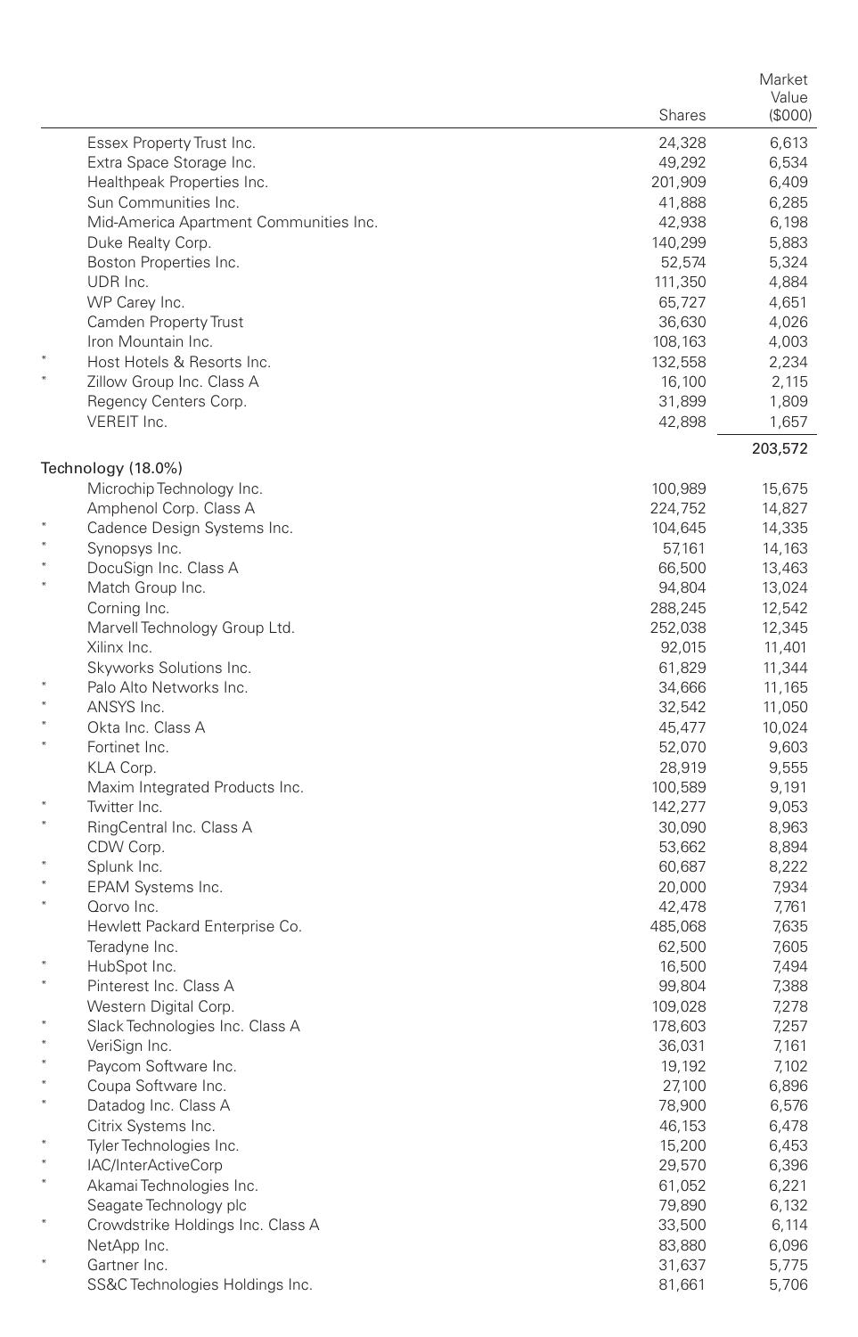| | | Shares | Market Value ($000) |
|---|---|---|---|
| | Essex Property Trust Inc. | 24,328 | 6,613 |
| | Extra Space Storage Inc. | 49,292 | 6,534 |
| | Healthpeak Properties Inc. | 201,909 | 6,409 |
| | Sun Communities Inc. | 41,888 | 6,285 |
| | Mid-America Apartment Communities Inc. | 42,938 | 6,198 |
| | Duke Realty Corp. | 140,299 | 5,883 |
| | Boston Properties Inc. | 52,574 | 5,324 |
| | UDR Inc. | 111,350 | 4,884 |
| | WP Carey Inc. | 65,727 | 4,651 |
| | Camden Property Trust | 36,630 | 4,026 |
| | Iron Mountain Inc. | 108,163 | 4,003 |
| * | Host Hotels & Resorts Inc. | 132,558 | 2,234 |
| * | Zillow Group Inc. Class A | 16,100 | 2,115 |
| | Regency Centers Corp. | 31,899 | 1,809 |
| | VEREIT Inc. | 42,898 | 1,657 |
| | | | 203,572 |
| Technology (18.0%) | | | |
| | Microchip Technology Inc. | 100,989 | 15,675 |
| | Amphenol Corp. Class A | 224,752 | 14,827 |
| * | Cadence Design Systems Inc. | 104,645 | 14,335 |
| * | Synopsys Inc. | 57,161 | 14,163 |
| * | DocuSign Inc. Class A | 66,500 | 13,463 |
| * | Match Group Inc. | 94,804 | 13,024 |
| | Corning Inc. | 288,245 | 12,542 |
| | Marvell Technology Group Ltd. | 252,038 | 12,345 |
| | Xilinx Inc. | 92,015 | 11,401 |
| | Skyworks Solutions Inc. | 61,829 | 11,344 |
| * | Palo Alto Networks Inc. | 34,666 | 11,165 |
| * | ANSYS Inc. | 32,542 | 11,050 |
| * | Okta Inc. Class A | 45,477 | 10,024 |
| * | Fortinet Inc. | 52,070 | 9,603 |
| | KLA Corp. | 28,919 | 9,555 |
| | Maxim Integrated Products Inc. | 100,589 | 9,191 |
| * | Twitter Inc. | 142,277 | 9,053 |
| * | RingCentral Inc. Class A | 30,090 | 8,963 |
| | CDW Corp. | 53,662 | 8,894 |
| * | Splunk Inc. | 60,687 | 8,222 |
| * | EPAM Systems Inc. | 20,000 | 7,934 |
| * | Qorvo Inc. | 42,478 | 7,761 |
| | Hewlett Packard Enterprise Co. | 485,068 | 7,635 |
| | Teradyne Inc. | 62,500 | 7,605 |
| * | HubSpot Inc. | 16,500 | 7,494 |
| * | Pinterest Inc. Class A | 99,804 | 7,388 |
| | Western Digital Corp. | 109,028 | 7,278 |
| * | Slack Technologies Inc. Class A | 178,603 | 7,257 |
| * | VeriSign Inc. | 36,031 | 7,161 |
| * | Paycom Software Inc. | 19,192 | 7,102 |
| * | Coupa Software Inc. | 27,100 | 6,896 |
| * | Datadog Inc. Class A | 78,900 | 6,576 |
| | Citrix Systems Inc. | 46,153 | 6,478 |
| * | Tyler Technologies Inc. | 15,200 | 6,453 |
| * | IAC/InterActiveCorp | 29,570 | 6,396 |
| * | Akamai Technologies Inc. | 61,052 | 6,221 |
| | Seagate Technology plc | 79,890 | 6,132 |
| * | Crowdstrike Holdings Inc. Class A | 33,500 | 6,114 |
| | NetApp Inc. | 83,880 | 6,096 |
| * | Gartner Inc. | 31,637 | 5,775 |
| | SS&C Technologies Holdings Inc. | 81,661 | 5,706 |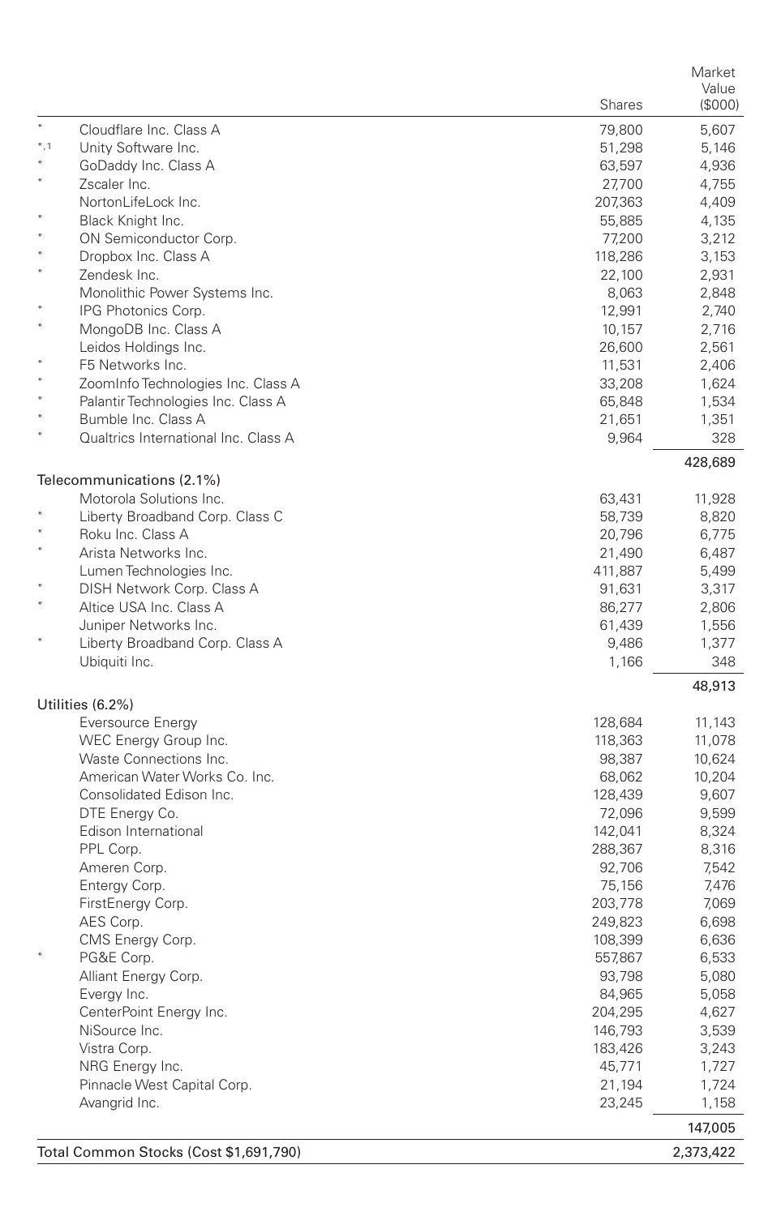| | | Shares | Market Value ($000) |
|---|---|---|---|
| * | Cloudflare Inc. Class A | 79,800 | 5,607 |
| *,1 | Unity Software Inc. | 51,298 | 5,146 |
| * | GoDaddy Inc. Class A | 63,597 | 4,936 |
| * | Zscaler Inc. | 27,700 | 4,755 |
| | NortonLifeLock Inc. | 207,363 | 4,409 |
| * | Black Knight Inc. | 55,885 | 4,135 |
| * | ON Semiconductor Corp. | 77,200 | 3,212 |
| * | Dropbox Inc. Class A | 118,286 | 3,153 |
| * | Zendesk Inc. | 22,100 | 2,931 |
| | Monolithic Power Systems Inc. | 8,063 | 2,848 |
| * | IPG Photonics Corp. | 12,991 | 2,740 |
| * | MongoDB Inc. Class A | 10,157 | 2,716 |
| | Leidos Holdings Inc. | 26,600 | 2,561 |
| * | F5 Networks Inc. | 11,531 | 2,406 |
| * | ZoomInfo Technologies Inc. Class A | 33,208 | 1,624 |
| * | Palantir Technologies Inc. Class A | 65,848 | 1,534 |
| * | Bumble Inc. Class A | 21,651 | 1,351 |
| * | Qualtrics International Inc. Class A | 9,964 | 328 |
| | | | 428,689 |
| **Telecommunications (2.1%)** | | | |
| | Motorola Solutions Inc. | 63,431 | 11,928 |
| * | Liberty Broadband Corp. Class C | 58,739 | 8,820 |
| * | Roku Inc. Class A | 20,796 | 6,775 |
| * | Arista Networks Inc. | 21,490 | 6,487 |
| | Lumen Technologies Inc. | 411,887 | 5,499 |
| * | DISH Network Corp. Class A | 91,631 | 3,317 |
| * | Altice USA Inc. Class A | 86,277 | 2,806 |
| | Juniper Networks Inc. | 61,439 | 1,556 |
| * | Liberty Broadband Corp. Class A | 9,486 | 1,377 |
| | Ubiquiti Inc. | 1,166 | 348 |
| | | | 48,913 |
| **Utilities (6.2%)** | | | |
| | Eversource Energy | 128,684 | 11,143 |
| | WEC Energy Group Inc. | 118,363 | 11,078 |
| | Waste Connections Inc. | 98,387 | 10,624 |
| | American Water Works Co. Inc. | 68,062 | 10,204 |
| | Consolidated Edison Inc. | 128,439 | 9,607 |
| | DTE Energy Co. | 72,096 | 9,599 |
| | Edison International | 142,041 | 8,324 |
| | PPL Corp. | 288,367 | 8,316 |
| | Ameren Corp. | 92,706 | 7,542 |
| | Entergy Corp. | 75,156 | 7,476 |
| | FirstEnergy Corp. | 203,778 | 7,069 |
| | AES Corp. | 249,823 | 6,698 |
| | CMS Energy Corp. | 108,399 | 6,636 |
| * | PG&E Corp. | 557,867 | 6,533 |
| | Alliant Energy Corp. | 93,798 | 5,080 |
| | Evergy Inc. | 84,965 | 5,058 |
| | CenterPoint Energy Inc. | 204,295 | 4,627 |
| | NiSource Inc. | 146,793 | 3,539 |
| | Vistra Corp. | 183,426 | 3,243 |
| | NRG Energy Inc. | 45,771 | 1,727 |
| | Pinnacle West Capital Corp. | 21,194 | 1,724 |
| | Avangrid Inc. | 23,245 | 1,158 |
| | | | 147,005 |
| **Total Common Stocks (Cost $1,691,790)** | | | 2,373,422 |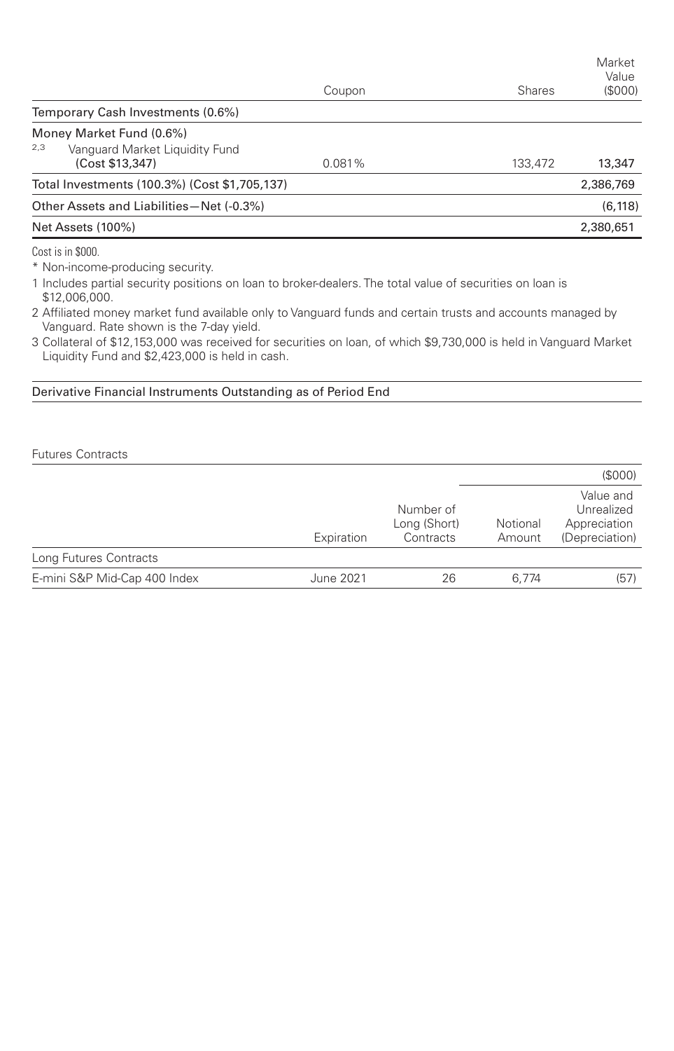| | Coupon | Shares | Market Value ($000) |
|---|---|---|---|
| **Temporary Cash Investments (0.6%)** | | | |
| **Money Market Fund (0.6%)** | | | |
| [2,3] Vanguard Market Liquidity Fund (Cost $13,347) | 0.081% | 133,472 | **13,347** |
| **Total Investments (100.3%) (Cost $1,705,137)** | | | **2,386,769** |
| **Other Assets and Liabilities—Net (-0.3%)** | | | **(6,118)** |
| **Net Assets (100%)** | | | **2,380,651** |

Cost is in $000.

\* Non-income-producing security.

1 Includes partial security positions on loan to broker-dealers. The total value of securities on loan is $12,006,000.

2 Affiliated money market fund available only to Vanguard funds and certain trusts and accounts managed by Vanguard. Rate shown is the 7-day yield.

3 Collateral of $12,153,000 was received for securities on loan, of which $9,730,000 is held in Vanguard Market Liquidity Fund and $2,423,000 is held in cash.

## Derivative Financial Instruments Outstanding as of Period End

### Futures Contracts

| | | | | ($000) |
|---|---|---|---|---|
| | Expiration | Number of Long (Short) Contracts | Notional Amount | Value and Unrealized Appreciation (Depreciation) |
| Long Futures Contracts | | | | |
| E-mini S&P Mid-Cap 400 Index | June 2021 | 26 | 6,774 | (57) |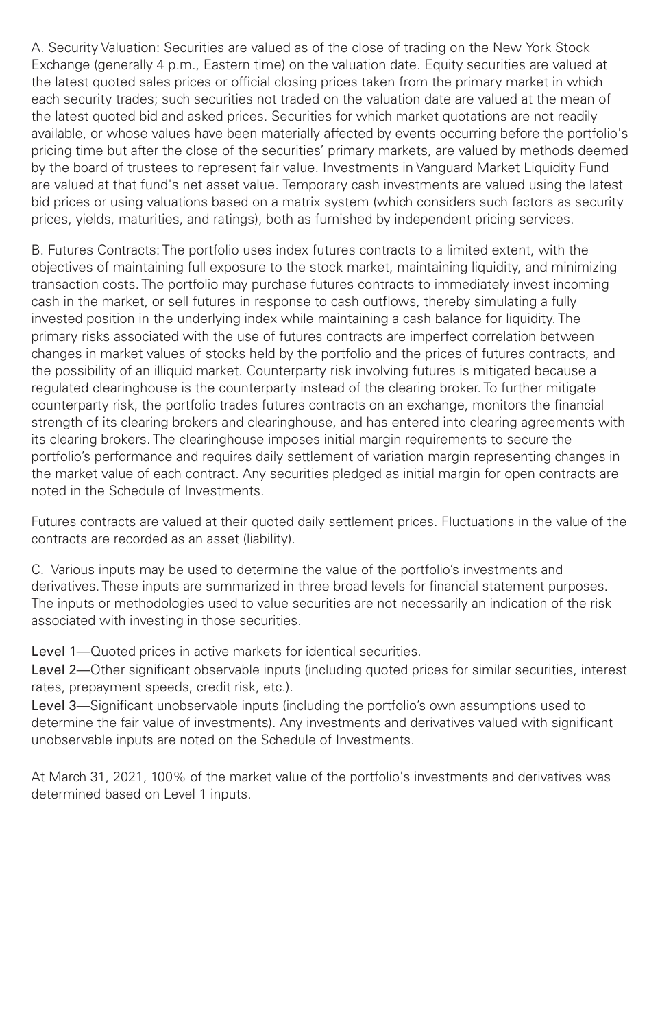A. Security Valuation: Securities are valued as of the close of trading on the New York Stock Exchange (generally 4 p.m., Eastern time) on the valuation date. Equity securities are valued at the latest quoted sales prices or official closing prices taken from the primary market in which each security trades; such securities not traded on the valuation date are valued at the mean of the latest quoted bid and asked prices. Securities for which market quotations are not readily available, or whose values have been materially affected by events occurring before the portfolio's pricing time but after the close of the securities' primary markets, are valued by methods deemed by the board of trustees to represent fair value. Investments in Vanguard Market Liquidity Fund are valued at that fund's net asset value. Temporary cash investments are valued using the latest bid prices or using valuations based on a matrix system (which considers such factors as security prices, yields, maturities, and ratings), both as furnished by independent pricing services.

B. Futures Contracts: The portfolio uses index futures contracts to a limited extent, with the objectives of maintaining full exposure to the stock market, maintaining liquidity, and minimizing transaction costs. The portfolio may purchase futures contracts to immediately invest incoming cash in the market, or sell futures in response to cash outflows, thereby simulating a fully invested position in the underlying index while maintaining a cash balance for liquidity. The primary risks associated with the use of futures contracts are imperfect correlation between changes in market values of stocks held by the portfolio and the prices of futures contracts, and the possibility of an illiquid market. Counterparty risk involving futures is mitigated because a regulated clearinghouse is the counterparty instead of the clearing broker. To further mitigate counterparty risk, the portfolio trades futures contracts on an exchange, monitors the financial strength of its clearing brokers and clearinghouse, and has entered into clearing agreements with its clearing brokers. The clearinghouse imposes initial margin requirements to secure the portfolio's performance and requires daily settlement of variation margin representing changes in the market value of each contract. Any securities pledged as initial margin for open contracts are noted in the Schedule of Investments.

Futures contracts are valued at their quoted daily settlement prices. Fluctuations in the value of the contracts are recorded as an asset (liability).

C. Various inputs may be used to determine the value of the portfolio's investments and derivatives. These inputs are summarized in three broad levels for financial statement purposes. The inputs or methodologies used to value securities are not necessarily an indication of the risk associated with investing in those securities.

Level 1—Quoted prices in active markets for identical securities.
Level 2—Other significant observable inputs (including quoted prices for similar securities, interest rates, prepayment speeds, credit risk, etc.).
Level 3—Significant unobservable inputs (including the portfolio's own assumptions used to determine the fair value of investments). Any investments and derivatives valued with significant unobservable inputs are noted on the Schedule of Investments.

At March 31, 2021, 100% of the market value of the portfolio's investments and derivatives was determined based on Level 1 inputs.